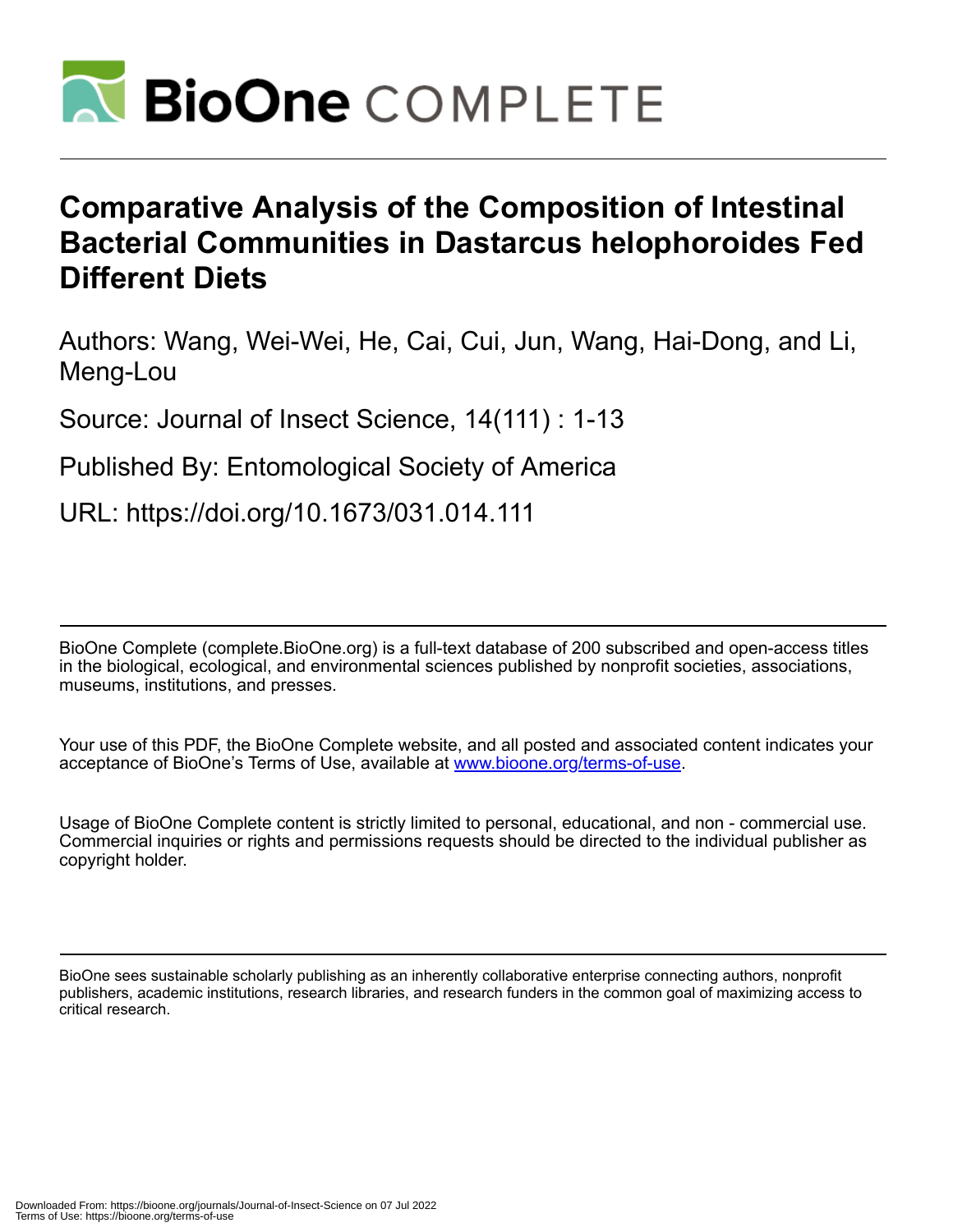# BioOne COMPLETE

# Comparative Analysis of the Composition of Intestinal Bacterial Communities in Dastarcus helophoroides Fed Different Diets

Authors: Wang, Wei-Wei, He, Cai, Cui, Jun, Wang, Hai-Dong, and Li, Meng-Lou

Source: Journal of Insect Science, 14(111) : 1-13

Published By: Entomological Society of America

URL: https://doi.org/10.1673/031.014.111

BioOne Complete (complete.BioOne.org) is a full-text database of 200 subscribed and open-access titles in the biological, ecological, and environmental sciences published by nonprofit societies, associations, museums, institutions, and presses.

Your use of this PDF, the BioOne Complete website, and all posted and associated content indicates your acceptance of BioOne's Terms of Use, available at www.bioone.org/terms-of-use.

Usage of BioOne Complete content is strictly limited to personal, educational, and non - commercial use. Commercial inquiries or rights and permissions requests should be directed to the individual publisher as copyright holder.

BioOne sees sustainable scholarly publishing as an inherently collaborative enterprise connecting authors, nonprofit publishers, academic institutions, research libraries, and research funders in the common goal of maximizing access to critical research.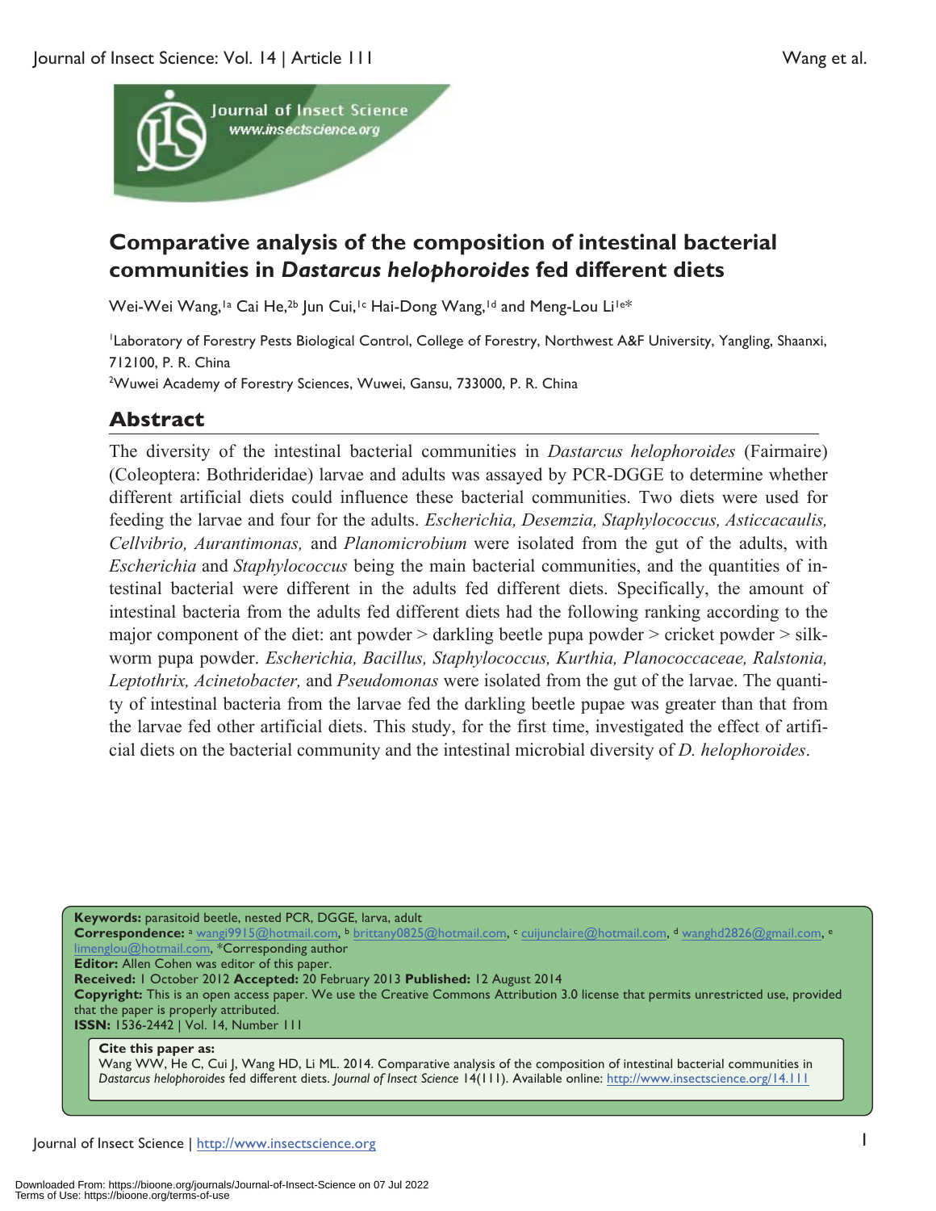# Comparative analysis of the composition of intestinal bacterial communities in *Dastarcus helophoroides* fed different diets

Wei-Wei Wang,[1a] Cai He,[2b] Jun Cui,[1c] Hai-Dong Wang,[1d] and Meng-Lou Li[1e]*

[1]Laboratory of Forestry Pests Biological Control, College of Forestry, Northwest A&F University, Yangling, Shaanxi, 712100, P. R. China

[2]Wuwei Academy of Forestry Sciences, Wuwei, Gansu, 733000, P. R. China

## Abstract

The diversity of the intestinal bacterial communities in *Dastarcus helophoroides* (Fairmaire) (Coleoptera: Bothrideridae) larvae and adults was assayed by PCR-DGGE to determine whether different artificial diets could influence these bacterial communities. Two diets were used for feeding the larvae and four for the adults. *Escherichia, Desemzia, Staphylococcus, Asticcacaulis, Cellvibrio, Aurantimonas,* and *Planomicrobium* were isolated from the gut of the adults, with *Escherichia* and *Staphylococcus* being the main bacterial communities, and the quantities of intestinal bacterial were different in the adults fed different diets. Specifically, the amount of intestinal bacteria from the adults fed different diets had the following ranking according to the major component of the diet: ant powder > darkling beetle pupa powder > cricket powder > silkworm pupa powder. *Escherichia, Bacillus, Staphylococcus, Kurthia, Planococcaceae, Ralstonia, Leptothrix, Acinetobacter,* and *Pseudomonas* were isolated from the gut of the larvae. The quantity of intestinal bacteria from the larvae fed the darkling beetle pupae was greater than that from the larvae fed other artificial diets. This study, for the first time, investigated the effect of artificial diets on the bacterial community and the intestinal microbial diversity of *D. helophoroides*.

**Keywords:** parasitoid beetle, nested PCR, DGGE, larva, adult
**Correspondence:** [a] wangi9915@hotmail.com, [b] brittany0825@hotmail.com, [c] cuijunclaire@hotmail.com, [d] wanghd2826@gmail.com, [e] limenglou@hotmail.com, *Corresponding author
**Editor:** Allen Cohen was editor of this paper.
**Received:** 1 October 2012 **Accepted:** 20 February 2013 **Published:** 12 August 2014
**Copyright:** This is an open access paper. We use the Creative Commons Attribution 3.0 license that permits unrestricted use, provided that the paper is properly attributed.
**ISSN:** 1536-2442 | Vol. 14, Number 111

**Cite this paper as:**
Wang WW, He C, Cui J, Wang HD, Li ML. 2014. Comparative analysis of the composition of intestinal bacterial communities in *Dastarcus helophoroides* fed different diets. *Journal of Insect Science* 14(111). Available online: http://www.insectscience.org/14.111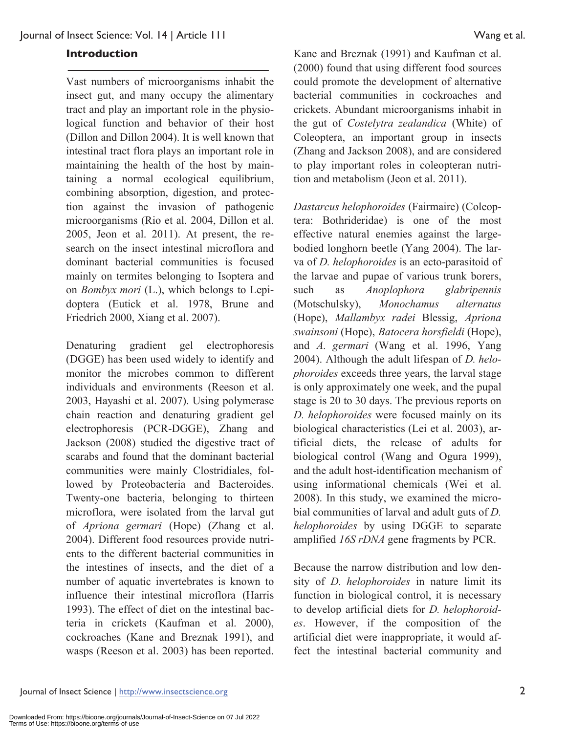## Introduction

Vast numbers of microorganisms inhabit the insect gut, and many occupy the alimentary tract and play an important role in the physiological function and behavior of their host (Dillon and Dillon 2004). It is well known that intestinal tract flora plays an important role in maintaining the health of the host by maintaining a normal ecological equilibrium, combining absorption, digestion, and protection against the invasion of pathogenic microorganisms (Rio et al. 2004, Dillon et al. 2005, Jeon et al. 2011). At present, the research on the insect intestinal microflora and dominant bacterial communities is focused mainly on termites belonging to Isoptera and on *Bombyx mori* (L.), which belongs to Lepidoptera (Eutick et al. 1978, Brune and Friedrich 2000, Xiang et al. 2007).

Denaturing gradient gel electrophoresis (DGGE) has been used widely to identify and monitor the microbes common to different individuals and environments (Reeson et al. 2003, Hayashi et al. 2007). Using polymerase chain reaction and denaturing gradient gel electrophoresis (PCR-DGGE), Zhang and Jackson (2008) studied the digestive tract of scarabs and found that the dominant bacterial communities were mainly Clostridiales, followed by Proteobacteria and Bacteroides. Twenty-one bacteria, belonging to thirteen microflora, were isolated from the larval gut of *Apriona germari* (Hope) (Zhang et al. 2004). Different food resources provide nutrients to the different bacterial communities in the intestines of insects, and the diet of a number of aquatic invertebrates is known to influence their intestinal microflora (Harris 1993). The effect of diet on the intestinal bacteria in crickets (Kaufman et al. 2000), cockroaches (Kane and Breznak 1991), and wasps (Reeson et al. 2003) has been reported. Kane and Breznak (1991) and Kaufman et al. (2000) found that using different food sources could promote the development of alternative bacterial communities in cockroaches and crickets. Abundant microorganisms inhabit in the gut of *Costelytra zealandica* (White) of Coleoptera, an important group in insects (Zhang and Jackson 2008), and are considered to play important roles in coleopteran nutrition and metabolism (Jeon et al. 2011).

*Dastarcus helophoroides* (Fairmaire) (Coleoptera: Bothrideridae) is one of the most effective natural enemies against the large-bodied longhorn beetle (Yang 2004). The larva of *D. helophoroides* is an ecto-parasitoid of the larvae and pupae of various trunk borers, such as *Anoplophora glabripennis* (Motschulsky), *Monochamus alternatus* (Hope), *Mallambyx radei* Blessig, *Apriona swainsoni* (Hope), *Batocera horsfieldi* (Hope), and *A. germari* (Wang et al. 1996, Yang 2004). Although the adult lifespan of *D. helophoroides* exceeds three years, the larval stage is only approximately one week, and the pupal stage is 20 to 30 days. The previous reports on *D. helophoroides* were focused mainly on its biological characteristics (Lei et al. 2003), artificial diets, the release of adults for biological control (Wang and Ogura 1999), and the adult host-identification mechanism of using informational chemicals (Wei et al. 2008). In this study, we examined the microbial communities of larval and adult guts of *D. helophoroides* by using DGGE to separate amplified *16S rDNA* gene fragments by PCR.

Because the narrow distribution and low density of *D. helophoroides* in nature limit its function in biological control, it is necessary to develop artificial diets for *D. helophoroides*. However, if the composition of the artificial diet were inappropriate, it would affect the intestinal bacterial community and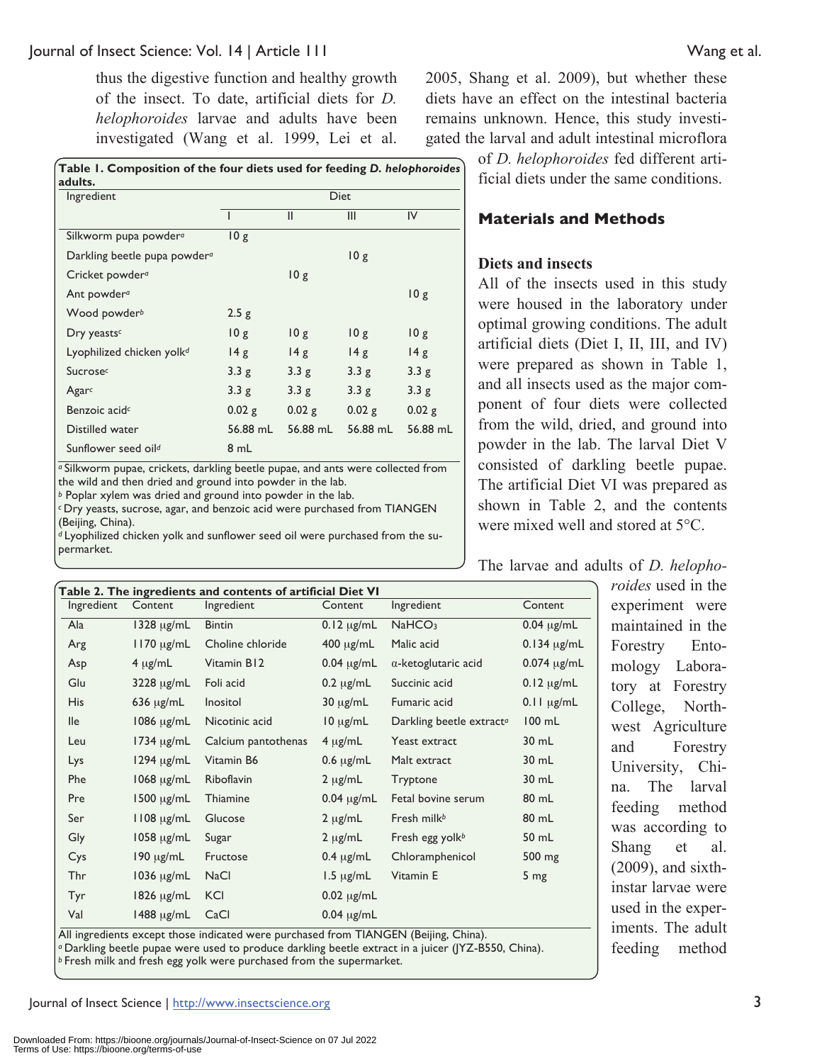thus the digestive function and healthy growth of the insect. To date, artificial diets for *D. helophoroides* larvae and adults have been investigated (Wang et al. 1999, Lei et al. 2005, Shang et al. 2009), but whether these diets have an effect on the intestinal bacteria remains unknown. Hence, this study investigated the larval and adult intestinal microflora of *D. helophoroides* fed different artificial diets under the same conditions.

**Table 1. Composition of the four diets used for feeding *D. helophoroides* adults.**

| Ingredient | Diet | | | |
|---|---|---|---|---|
| | I | II | III | IV |
| Silkworm pupa powder[a] | 10 g | | | |
| Darkling beetle pupa powder[a] | | | 10 g | |
| Cricket powder[a] | | 10 g | | |
| Ant powder[a] | | | | 10 g |
| Wood powder[b] | 2.5 g | | | |
| Dry yeasts[c] | 10 g | 10 g | 10 g | 10 g |
| Lyophilized chicken yolk[d] | 14 g | 14 g | 14 g | 14 g |
| Sucrose[c] | 3.3 g | 3.3 g | 3.3 g | 3.3 g |
| Agar[c] | 3.3 g | 3.3 g | 3.3 g | 3.3 g |
| Benzoic acid[c] | 0.02 g | 0.02 g | 0.02 g | 0.02 g |
| Distilled water | 56.88 mL | 56.88 mL | 56.88 mL | 56.88 mL |
| Sunflower seed oil[d] | 8 mL | | | |

[a] Silkworm pupae, crickets, darkling beetle pupae, and ants were collected from the wild and then dried and ground into powder in the lab.
[b] Poplar xylem was dried and ground into powder in the lab.
[c] Dry yeasts, sucrose, agar, and benzoic acid were purchased from TIANGEN (Beijing, China).
[d] Lyophilized chicken yolk and sunflower seed oil were purchased from the supermarket.

## Materials and Methods

### Diets and insects

All of the insects used in this study were housed in the laboratory under optimal growing conditions. The adult artificial diets (Diet I, II, III, and IV) were prepared as shown in Table 1, and all insects used as the major component of four diets were collected from the wild, dried, and ground into powder in the lab. The larval Diet V consisted of darkling beetle pupae. The artificial Diet VI was prepared as shown in Table 2, and the contents were mixed well and stored at 5°C.

**Table 2. The ingredients and contents of artificial Diet VI**

| Ingredient | Content | Ingredient | Content | Ingredient | Content |
|---|---|---|---|---|---|
| Ala | 1328 μg/mL | Bintin | 0.12 μg/mL | $NaHCO_3$ | 0.04 μg/mL |
| Arg | 1170 μg/mL | Choline chloride | 400 μg/mL | Malic acid | 0.134 μg/mL |
| Asp | 4 μg/mL | Vitamin B12 | 0.04 μg/mL | α-ketoglutaric acid | 0.074 μg/mL |
| Glu | 3228 μg/mL | Foli acid | 0.2 μg/mL | Succinic acid | 0.12 μg/mL |
| His | 636 μg/mL | Inositol | 30 μg/mL | Fumaric acid | 0.11 μg/mL |
| Ile | 1086 μg/mL | Nicotinic acid | 10 μg/mL | Darkling beetle extract[a] | 100 mL |
| Leu | 1734 μg/mL | Calcium pantothenas | 4 μg/mL | Yeast extract | 30 mL |
| Lys | 1294 μg/mL | Vitamin B6 | 0.6 μg/mL | Malt extract | 30 mL |
| Phe | 1068 μg/mL | Riboflavin | 2 μg/mL | Tryptone | 30 mL |
| Pre | 1500 μg/mL | Thiamine | 0.04 μg/mL | Fetal bovine serum | 80 mL |
| Ser | 1108 μg/mL | Glucose | 2 μg/mL | Fresh milk[b] | 80 mL |
| Gly | 1058 μg/mL | Sugar | 2 μg/mL | Fresh egg yolk[b] | 50 mL |
| Cys | 190 μg/mL | Fructose | 0.4 μg/mL | Chloramphenicol | 500 mg |
| Thr | 1036 μg/mL | NaCl | 1.5 μg/mL | Vitamin E | 5 mg |
| Tyr | 1826 μg/mL | KCl | 0.02 μg/mL | | |
| Val | 1488 μg/mL | CaCl | 0.04 μg/mL | | |

All ingredients except those indicated were purchased from TIANGEN (Beijing, China).
[a] Darkling beetle pupae were used to produce darkling beetle extract in a juicer (JYZ-B550, China).
[b] Fresh milk and fresh egg yolk were purchased from the supermarket.

The larvae and adults of *D. helophoroides* used in the experiment were maintained in the Forestry Entomology Laboratory at Forestry College, Northwest Agriculture and Forestry University, China. The larval feeding method was according to Shang et al. (2009), and sixth-instar larvae were used in the experiments. The adult feeding method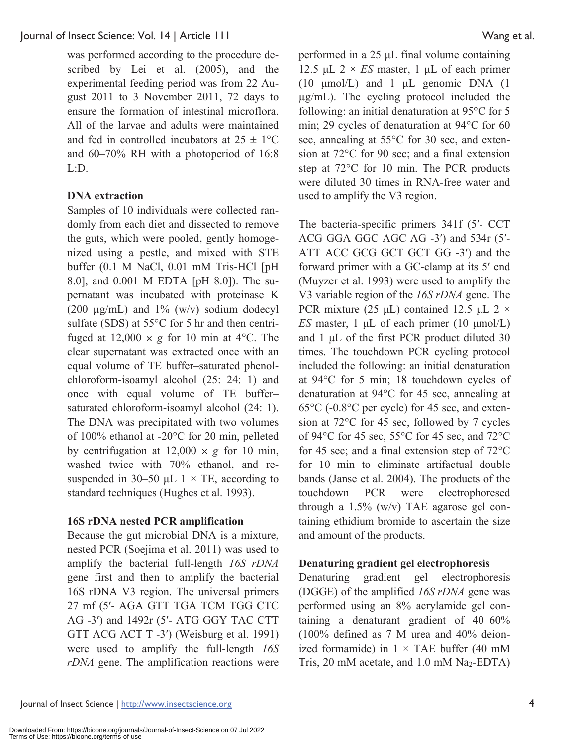was performed according to the procedure described by Lei et al. (2005), and the experimental feeding period was from 22 August 2011 to 3 November 2011, 72 days to ensure the formation of intestinal microflora. All of the larvae and adults were maintained and fed in controlled incubators at 25 ± 1°C and 60–70% RH with a photoperiod of 16:8 L:D.

**DNA extraction**

Samples of 10 individuals were collected randomly from each diet and dissected to remove the guts, which were pooled, gently homogenized using a pestle, and mixed with STE buffer (0.1 M NaCl, 0.01 mM Tris-HCl [pH 8.0], and 0.001 M EDTA [pH 8.0]). The supernatant was incubated with proteinase K (200 μg/mL) and 1% (w/v) sodium dodecyl sulfate (SDS) at 55°C for 5 hr and then centrifuged at 12,000 × *g* for 10 min at 4°C. The clear supernatant was extracted once with an equal volume of TE buffer–saturated phenol-chloroform-isoamyl alcohol (25: 24: 1) and once with equal volume of TE buffer–saturated chloroform-isoamyl alcohol (24: 1). The DNA was precipitated with two volumes of 100% ethanol at -20°C for 20 min, pelleted by centrifugation at 12,000 × *g* for 10 min, washed twice with 70% ethanol, and resuspended in 30–50 μL 1 × TE, according to standard techniques (Hughes et al. 1993).

**16S rDNA nested PCR amplification**

Because the gut microbial DNA is a mixture, nested PCR (Soejima et al. 2011) was used to amplify the bacterial full-length *16S rDNA* gene first and then to amplify the bacterial 16S rDNA V3 region. The universal primers 27 mf (5′- AGA GTT TGA TCM TGG CTC AG -3′) and 1492r (5′- ATG GGY TAC CTT GTT ACG ACT T -3′) (Weisburg et al. 1991) were used to amplify the full-length *16S rDNA* gene. The amplification reactions were performed in a 25 μL final volume containing 12.5 μL 2 × *ES* master, 1 μL of each primer (10 μmol/L) and 1 μL genomic DNA (1 μg/mL). The cycling protocol included the following: an initial denaturation at 95°C for 5 min; 29 cycles of denaturation at 94°C for 60 sec, annealing at 55°C for 30 sec, and extension at 72°C for 90 sec; and a final extension step at 72°C for 10 min. The PCR products were diluted 30 times in RNA-free water and used to amplify the V3 region.

The bacteria-specific primers 341f (5′- CCT ACG GGA GGC AGC AG -3′) and 534r (5′- ATT ACC GCG GCT GCT GG -3′) and the forward primer with a GC-clamp at its 5′ end (Muyzer et al. 1993) were used to amplify the V3 variable region of the *16S rDNA* gene. The PCR mixture (25 μL) contained 12.5 μL 2 × *ES* master, 1 μL of each primer (10 μmol/L) and 1 μL of the first PCR product diluted 30 times. The touchdown PCR cycling protocol included the following: an initial denaturation at 94°C for 5 min; 18 touchdown cycles of denaturation at 94°C for 45 sec, annealing at 65°C (-0.8°C per cycle) for 45 sec, and extension at 72°C for 45 sec, followed by 7 cycles of 94°C for 45 sec, 55°C for 45 sec, and 72°C for 45 sec; and a final extension step of 72°C for 10 min to eliminate artifactual double bands (Janse et al. 2004). The products of the touchdown PCR were electrophoresed through a 1.5% (w/v) TAE agarose gel containing ethidium bromide to ascertain the size and amount of the products.

**Denaturing gradient gel electrophoresis**

Denaturing gradient gel electrophoresis (DGGE) of the amplified *16S rDNA* gene was performed using an 8% acrylamide gel containing a denaturant gradient of 40–60% (100% defined as 7 M urea and 40% deionized formamide) in 1 × TAE buffer (40 mM Tris, 20 mM acetate, and 1.0 mM $Na_2$-EDTA)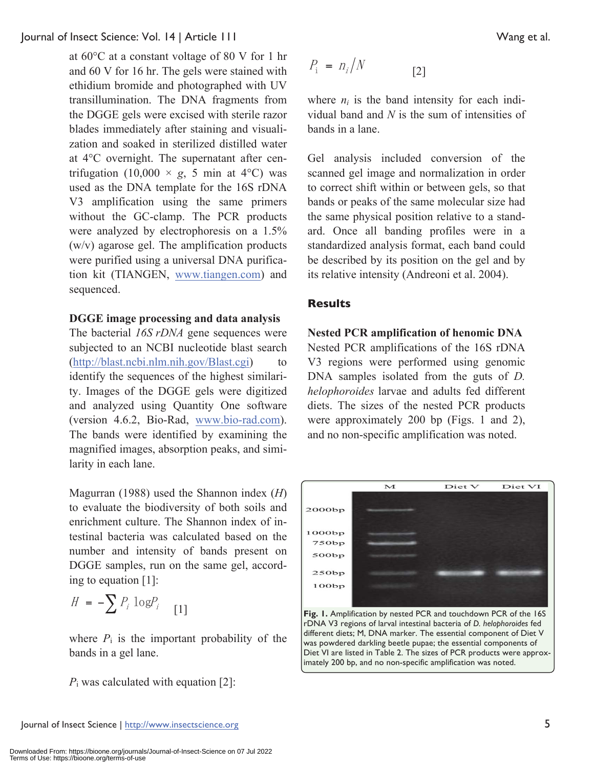at 60°C at a constant voltage of 80 V for 1 hr and 60 V for 16 hr. The gels were stained with ethidium bromide and photographed with UV transillumination. The DNA fragments from the DGGE gels were excised with sterile razor blades immediately after staining and visualization and soaked in sterilized distilled water at 4°C overnight. The supernatant after centrifugation (10,000 × *g*, 5 min at 4°C) was used as the DNA template for the 16S rDNA V3 amplification using the same primers without the GC-clamp. The PCR products were analyzed by electrophoresis on a 1.5% (w/v) agarose gel. The amplification products were purified using a universal DNA purification kit (TIANGEN, www.tiangen.com) and sequenced.

**DGGE image processing and data analysis**

The bacterial *16S rDNA* gene sequences were subjected to an NCBI nucleotide blast search (http://blast.ncbi.nlm.nih.gov/Blast.cgi) to identify the sequences of the highest similarity. Images of the DGGE gels were digitized and analyzed using Quantity One software (version 4.6.2, Bio-Rad, www.bio-rad.com). The bands were identified by examining the magnified images, absorption peaks, and similarity in each lane.

Magurran (1988) used the Shannon index ($H$) to evaluate the biodiversity of both soils and enrichment culture. The Shannon index of intestinal bacteria was calculated based on the number and intensity of bands present on DGGE samples, run on the same gel, according to equation [1]:

$$H = -\sum P_i \log P_i \quad [1]$$

where $P_i$ is the important probability of the bands in a gel lane.

$P_i$ was calculated with equation [2]:

$$P_i = n_i / N \quad [2]$$

where $n_i$ is the band intensity for each individual band and $N$ is the sum of intensities of bands in a lane.

Gel analysis included conversion of the scanned gel image and normalization in order to correct shift within or between gels, so that bands or peaks of the same molecular size had the same physical position relative to a standard. Once all banding profiles were in a standardized analysis format, each band could be described by its position on the gel and by its relative intensity (Andreoni et al. 2004).

## Results

**Nested PCR amplification of henomic DNA**

Nested PCR amplifications of the 16S rDNA V3 regions were performed using genomic DNA samples isolated from the guts of *D. helophoroides* larvae and adults fed different diets. The sizes of the nested PCR products were approximately 200 bp (Figs. 1 and 2), and no non-specific amplification was noted.

**Fig. 1.** Amplification by nested PCR and touchdown PCR of the 16S rDNA V3 regions of larval intestinal bacteria of *D. helophoroides* fed different diets; M, DNA marker. The essential component of Diet V was powdered darkling beetle pupae; the essential components of Diet VI are listed in Table 2. The sizes of PCR products were approximately 200 bp, and no non-specific amplification was noted.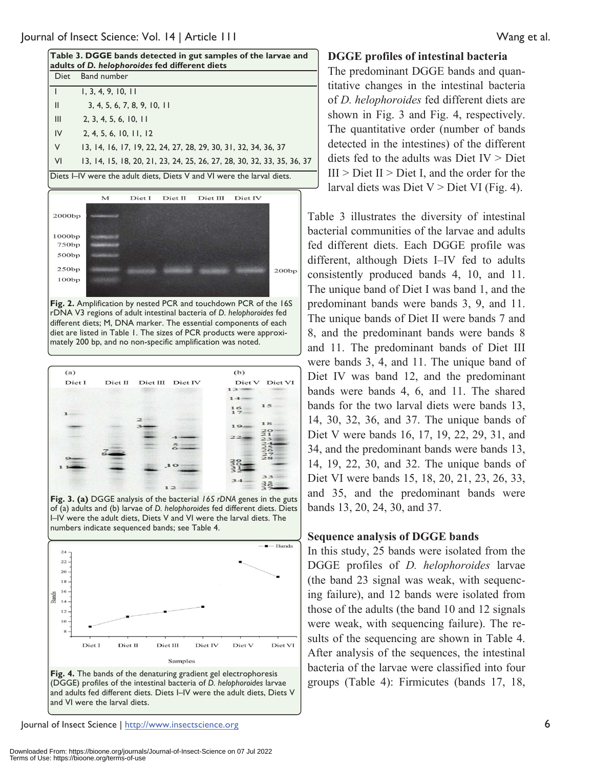**Table 3. DGGE bands detected in gut samples of the larvae and adults of *D. helophoroides* fed different diets**

| Diet | Band number |
|---|---|
| I | 1, 3, 4, 9, 10, 11 |
| II | 3, 4, 5, 6, 7, 8, 9, 10, 11 |
| III | 2, 3, 4, 5, 6, 10, 11 |
| IV | 2, 4, 5, 6, 10, 11, 12 |
| V | 13, 14, 16, 17, 19, 22, 24, 27, 28, 29, 30, 31, 32, 34, 36, 37 |
| VI | 13, 14, 15, 18, 20, 21, 23, 24, 25, 26, 27, 28, 30, 32, 33, 35, 36, 37 |

Diets I–IV were the adult diets, Diets V and VI were the larval diets.

**Fig. 2.** Amplification by nested PCR and touchdown PCR of the 16S rDNA V3 regions of adult intestinal bacteria of *D. helophoroides* fed different diets; M, DNA marker. The essential components of each diet are listed in Table 1. The sizes of PCR products were approximately 200 bp, and no non-specific amplification was noted.

**Fig. 3. (a)** DGGE analysis of the bacterial *16S rDNA* genes in the guts of (a) adults and (b) larvae of *D. helophoroides* fed different diets. Diets I–IV were the adult diets, Diets V and VI were the larval diets. The numbers indicate sequenced bands; see Table 4.

**Fig. 4.** The bands of the denaturing gradient gel electrophoresis (DGGE) profiles of the intestinal bacteria of *D. helophoroides* larvae and adults fed different diets. Diets I–IV were the adult diets, Diets V and VI were the larval diets.

### DGGE profiles of intestinal bacteria

The predominant DGGE bands and quantitative changes in the intestinal bacteria of *D. helophoroides* fed different diets are shown in Fig. 3 and Fig. 4, respectively. The quantitative order (number of bands detected in the intestines) of the different diets fed to the adults was Diet IV > Diet III > Diet II > Diet I, and the order for the larval diets was Diet V > Diet VI (Fig. 4).

Table 3 illustrates the diversity of intestinal bacterial communities of the larvae and adults fed different diets. Each DGGE profile was different, although Diets I–IV fed to adults consistently produced bands 4, 10, and 11. The unique band of Diet I was band 1, and the predominant bands were bands 3, 9, and 11. The unique bands of Diet II were bands 7 and 8, and the predominant bands were bands 8 and 11. The predominant bands of Diet III were bands 3, 4, and 11. The unique band of Diet IV was band 12, and the predominant bands were bands 4, 6, and 11. The shared bands for the two larval diets were bands 13, 14, 30, 32, 36, and 37. The unique bands of Diet V were bands 16, 17, 19, 22, 29, 31, and 34, and the predominant bands were bands 13, 14, 19, 22, 30, and 32. The unique bands of Diet VI were bands 15, 18, 20, 21, 23, 26, 33, and 35, and the predominant bands were bands 13, 20, 24, 30, and 37.

### Sequence analysis of DGGE bands

In this study, 25 bands were isolated from the DGGE profiles of *D. helophoroides* larvae (the band 23 signal was weak, with sequencing failure), and 12 bands were isolated from those of the adults (the band 10 and 12 signals were weak, with sequencing failure). The results of the sequencing are shown in Table 4. After analysis of the sequences, the intestinal bacteria of the larvae were classified into four groups (Table 4): Firmicutes (bands 17, 18,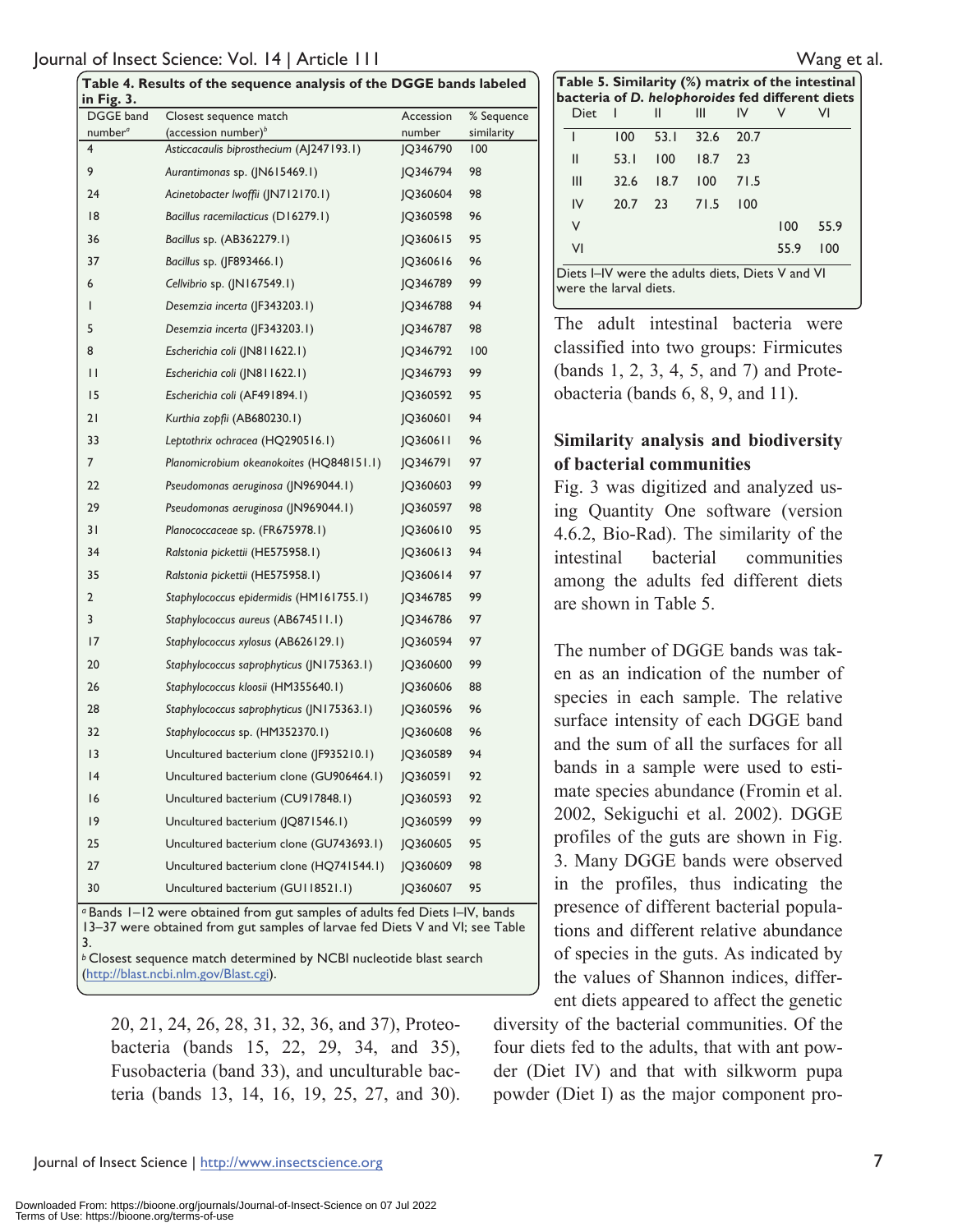**Table 4. Results of the sequence analysis of the DGGE bands labeled in Fig. 3.**

| DGGE band number[a] | Closest sequence match (accession number)[b] | Accession number | % Sequence similarity |
|---|---|---|---|
| 4 | *Asticcacaulis biprosthecium* (AJ247193.1) | JQ346790 | 100 |
| 9 | *Aurantimonas* sp. (JN615469.1) | JQ346794 | 98 |
| 24 | *Acinetobacter lwoffii* (JN712170.1) | JQ360604 | 98 |
| 18 | *Bacillus racemilacticus* (D16279.1) | JQ360598 | 96 |
| 36 | *Bacillus* sp. (AB362279.1) | JQ360615 | 95 |
| 37 | *Bacillus* sp. (JF893466.1) | JQ360616 | 96 |
| 6 | *Cellvibrio* sp. (JN167549.1) | JQ346789 | 99 |
| 1 | *Desemzia incerta* (JF343203.1) | JQ346788 | 94 |
| 5 | *Desemzia incerta* (JF343203.1) | JQ346787 | 98 |
| 8 | *Escherichia coli* (JN811622.1) | JQ346792 | 100 |
| 11 | *Escherichia coli* (JN811622.1) | JQ346793 | 99 |
| 15 | *Escherichia coli* (AF491894.1) | JQ360592 | 95 |
| 21 | *Kurthia zopfii* (AB680230.1) | JQ360601 | 94 |
| 33 | *Leptothrix ochracea* (HQ290516.1) | JQ360611 | 96 |
| 7 | *Planomicrobium okeanokoites* (HQ848151.1) | JQ346791 | 97 |
| 22 | *Pseudomonas aeruginosa* (JN969044.1) | JQ360603 | 99 |
| 29 | *Pseudomonas aeruginosa* (JN969044.1) | JQ360597 | 98 |
| 31 | *Planococcaceae* sp. (FR675978.1) | JQ360610 | 95 |
| 34 | *Ralstonia pickettii* (HE575958.1) | JQ360613 | 94 |
| 35 | *Ralstonia pickettii* (HE575958.1) | JQ360614 | 97 |
| 2 | *Staphylococcus epidermidis* (HM161755.1) | JQ346785 | 99 |
| 3 | *Staphylococcus aureus* (AB674511.1) | JQ346786 | 97 |
| 17 | *Staphylococcus xylosus* (AB626129.1) | JQ360594 | 97 |
| 20 | *Staphylococcus saprophyticus* (JN175363.1) | JQ360600 | 99 |
| 26 | *Staphylococcus kloosii* (HM355640.1) | JQ360606 | 88 |
| 28 | *Staphylococcus saprophyticus* (JN175363.1) | JQ360596 | 96 |
| 32 | *Staphylococcus* sp. (HM352370.1) | JQ360608 | 96 |
| 13 | Uncultured bacterium clone (JF935210.1) | JQ360589 | 94 |
| 14 | Uncultured bacterium clone (GU906464.1) | JQ360591 | 92 |
| 16 | Uncultured bacterium (CU917848.1) | JQ360593 | 92 |
| 19 | Uncultured bacterium (JQ871546.1) | JQ360599 | 99 |
| 25 | Uncultured bacterium clone (GU743693.1) | JQ360605 | 95 |
| 27 | Uncultured bacterium clone (HQ741544.1) | JQ360609 | 98 |
| 30 | Uncultured bacterium (GU118521.1) | JQ360607 | 95 |

[a] Bands 1–12 were obtained from gut samples of adults fed Diets I–IV, bands 13–37 were obtained from gut samples of larvae fed Diets V and VI; see Table 3.
[b] Closest sequence match determined by NCBI nucleotide blast search (http://blast.ncbi.nlm.gov/Blast.cgi).

20, 21, 24, 26, 28, 31, 32, 36, and 37), Proteobacteria (bands 15, 22, 29, 34, and 35), Fusobacteria (band 33), and unculturable bacteria (bands 13, 14, 16, 19, 25, 27, and 30).

**Table 5. Similarity (%) matrix of the intestinal bacteria of *D. helophoroides* fed different diets**

| Diet | I | II | III | IV | V | VI |
|---|---|---|---|---|---|---|
| I | 100 | 53.1 | 32.6 | 20.7 | | |
| II | 53.1 | 100 | 18.7 | 23 | | |
| III | 32.6 | 18.7 | 100 | 71.5 | | |
| IV | 20.7 | 23 | 71.5 | 100 | | |
| V | | | | | 100 | 55.9 |
| VI | | | | | 55.9 | 100 |

Diets I–IV were the adults diets, Diets V and VI were the larval diets.

The adult intestinal bacteria were classified into two groups: Firmicutes (bands 1, 2, 3, 4, 5, and 7) and Proteobacteria (bands 6, 8, 9, and 11).

### Similarity analysis and biodiversity of bacterial communities

Fig. 3 was digitized and analyzed using Quantity One software (version 4.6.2, Bio-Rad). The similarity of the intestinal bacterial communities among the adults fed different diets are shown in Table 5.

The number of DGGE bands was taken as an indication of the number of species in each sample. The relative surface intensity of each DGGE band and the sum of all the surfaces for all bands in a sample were used to estimate species abundance (Fromin et al. 2002, Sekiguchi et al. 2002). DGGE profiles of the guts are shown in Fig. 3. Many DGGE bands were observed in the profiles, thus indicating the presence of different bacterial populations and different relative abundance of species in the guts. As indicated by the values of Shannon indices, different diets appeared to affect the genetic diversity of the bacterial communities. Of the four diets fed to the adults, that with ant powder (Diet IV) and that with silkworm pupa powder (Diet I) as the major component pro-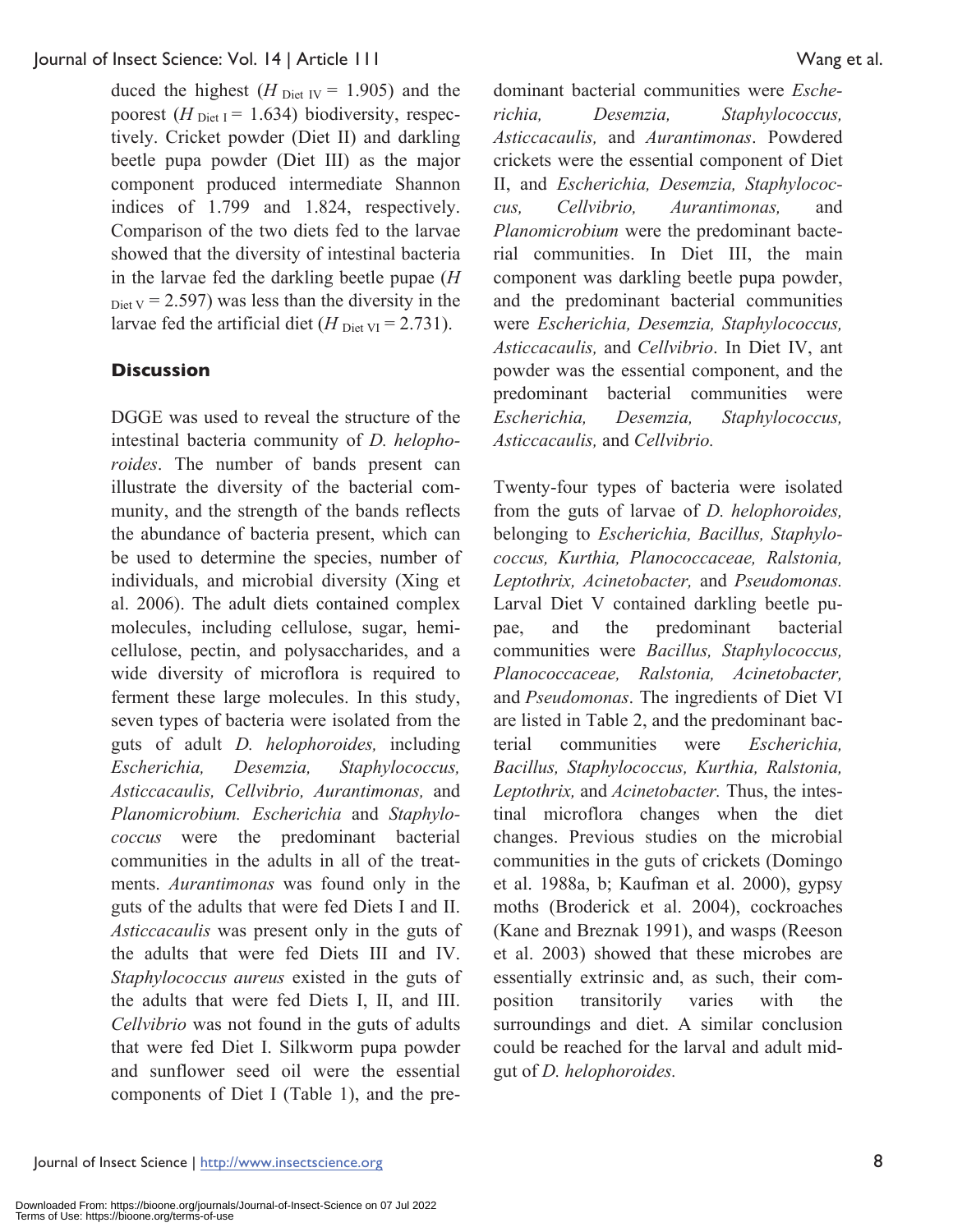duced the highest ($H_{\text{Diet IV}}$ = 1.905) and the poorest ($H_{\text{Diet I}}$ = 1.634) biodiversity, respectively. Cricket powder (Diet II) and darkling beetle pupa powder (Diet III) as the major component produced intermediate Shannon indices of 1.799 and 1.824, respectively. Comparison of the two diets fed to the larvae showed that the diversity of intestinal bacteria in the larvae fed the darkling beetle pupae ($H_{\text{Diet V}}$ = 2.597) was less than the diversity in the larvae fed the artificial diet ($H_{\text{Diet VI}}$ = 2.731).

## Discussion

DGGE was used to reveal the structure of the intestinal bacteria community of *D. helophoroides*. The number of bands present can illustrate the diversity of the bacterial community, and the strength of the bands reflects the abundance of bacteria present, which can be used to determine the species, number of individuals, and microbial diversity (Xing et al. 2006). The adult diets contained complex molecules, including cellulose, sugar, hemicellulose, pectin, and polysaccharides, and a wide diversity of microflora is required to ferment these large molecules. In this study, seven types of bacteria were isolated from the guts of adult *D. helophoroides,* including *Escherichia, Desemzia, Staphylococcus, Asticcacaulis, Cellvibrio, Aurantimonas,* and *Planomicrobium. Escherichia* and *Staphylococcus* were the predominant bacterial communities in the adults in all of the treatments. *Aurantimonas* was found only in the guts of the adults that were fed Diets I and II. *Asticcacaulis* was present only in the guts of the adults that were fed Diets III and IV. *Staphylococcus aureus* existed in the guts of the adults that were fed Diets I, II, and III. *Cellvibrio* was not found in the guts of adults that were fed Diet I. Silkworm pupa powder and sunflower seed oil were the essential components of Diet I (Table 1), and the predominant bacterial communities were *Escherichia, Desemzia, Staphylococcus, Asticcacaulis,* and *Aurantimonas*. Powdered crickets were the essential component of Diet II, and *Escherichia, Desemzia, Staphylococcus, Cellvibrio, Aurantimonas,* and *Planomicrobium* were the predominant bacterial communities. In Diet III, the main component was darkling beetle pupa powder, and the predominant bacterial communities were *Escherichia, Desemzia, Staphylococcus, Asticcacaulis,* and *Cellvibrio*. In Diet IV, ant powder was the essential component, and the predominant bacterial communities were *Escherichia, Desemzia, Staphylococcus, Asticcacaulis,* and *Cellvibrio.*

Twenty-four types of bacteria were isolated from the guts of larvae of *D. helophoroides,* belonging to *Escherichia, Bacillus, Staphylococcus, Kurthia, Planococcaceae, Ralstonia, Leptothrix, Acinetobacter,* and *Pseudomonas.* Larval Diet V contained darkling beetle pupae, and the predominant bacterial communities were *Bacillus, Staphylococcus, Planococcaceae, Ralstonia, Acinetobacter,* and *Pseudomonas*. The ingredients of Diet VI are listed in Table 2, and the predominant bacterial communities were *Escherichia, Bacillus, Staphylococcus, Kurthia, Ralstonia, Leptothrix,* and *Acinetobacter.* Thus, the intestinal microflora changes when the diet changes. Previous studies on the microbial communities in the guts of crickets (Domingo et al. 1988a, b; Kaufman et al. 2000), gypsy moths (Broderick et al. 2004), cockroaches (Kane and Breznak 1991), and wasps (Reeson et al. 2003) showed that these microbes are essentially extrinsic and, as such, their composition transitorily varies with the surroundings and diet. A similar conclusion could be reached for the larval and adult midgut of *D. helophoroides.*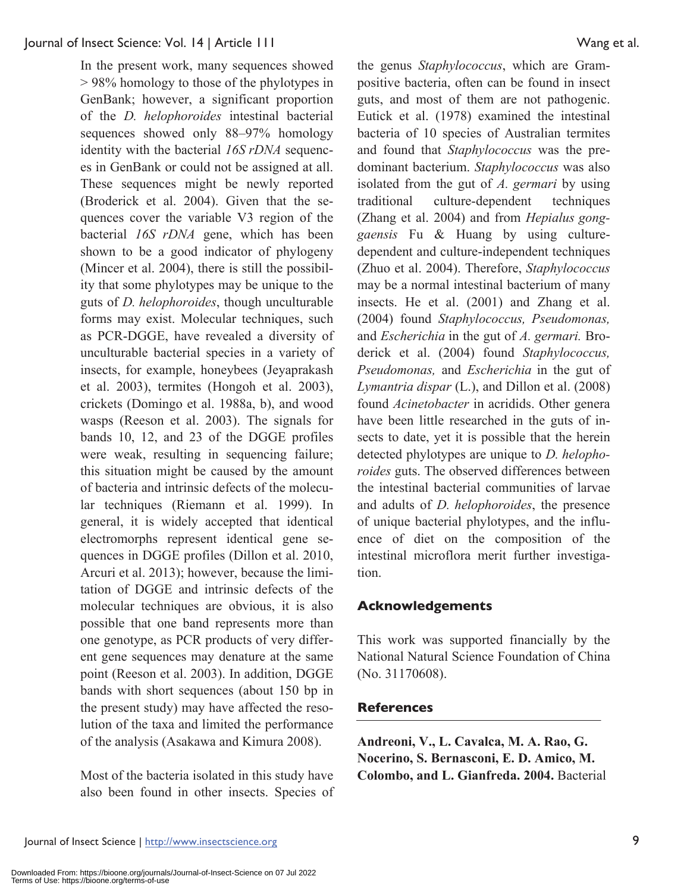In the present work, many sequences showed > 98% homology to those of the phylotypes in GenBank; however, a significant proportion of the *D. helophoroides* intestinal bacterial sequences showed only 88–97% homology identity with the bacterial *16S rDNA* sequences in GenBank or could not be assigned at all. These sequences might be newly reported (Broderick et al. 2004). Given that the sequences cover the variable V3 region of the bacterial *16S rDNA* gene, which has been shown to be a good indicator of phylogeny (Mincer et al. 2004), there is still the possibility that some phylotypes may be unique to the guts of *D. helophoroides*, though unculturable forms may exist. Molecular techniques, such as PCR-DGGE, have revealed a diversity of unculturable bacterial species in a variety of insects, for example, honeybees (Jeyaprakash et al. 2003), termites (Hongoh et al. 2003), crickets (Domingo et al. 1988a, b), and wood wasps (Reeson et al. 2003). The signals for bands 10, 12, and 23 of the DGGE profiles were weak, resulting in sequencing failure; this situation might be caused by the amount of bacteria and intrinsic defects of the molecular techniques (Riemann et al. 1999). In general, it is widely accepted that identical electromorphs represent identical gene sequences in DGGE profiles (Dillon et al. 2010, Arcuri et al. 2013); however, because the limitation of DGGE and intrinsic defects of the molecular techniques are obvious, it is also possible that one band represents more than one genotype, as PCR products of very different gene sequences may denature at the same point (Reeson et al. 2003). In addition, DGGE bands with short sequences (about 150 bp in the present study) may have affected the resolution of the taxa and limited the performance of the analysis (Asakawa and Kimura 2008).

Most of the bacteria isolated in this study have also been found in other insects. Species of the genus *Staphylococcus*, which are Gram-positive bacteria, often can be found in insect guts, and most of them are not pathogenic. Eutick et al. (1978) examined the intestinal bacteria of 10 species of Australian termites and found that *Staphylococcus* was the predominant bacterium. *Staphylococcus* was also isolated from the gut of *A. germari* by using traditional culture-dependent techniques (Zhang et al. 2004) and from *Hepialus gonggaensis* Fu & Huang by using culture-dependent and culture-independent techniques (Zhuo et al. 2004). Therefore, *Staphylococcus* may be a normal intestinal bacterium of many insects. He et al. (2001) and Zhang et al. (2004) found *Staphylococcus, Pseudomonas,* and *Escherichia* in the gut of *A. germari.* Broderick et al. (2004) found *Staphylococcus, Pseudomonas,* and *Escherichia* in the gut of *Lymantria dispar* (L.), and Dillon et al. (2008) found *Acinetobacter* in acridids. Other genera have been little researched in the guts of insects to date, yet it is possible that the herein detected phylotypes are unique to *D. helophoroides* guts. The observed differences between the intestinal bacterial communities of larvae and adults of *D. helophoroides*, the presence of unique bacterial phylotypes, and the influence of diet on the composition of the intestinal microflora merit further investigation.

## Acknowledgements

This work was supported financially by the National Natural Science Foundation of China (No. 31170608).

## References

**Andreoni, V., L. Cavalca, M. A. Rao, G. Nocerino, S. Bernasconi, E. D. Amico, M. Colombo, and L. Gianfreda. 2004.** Bacterial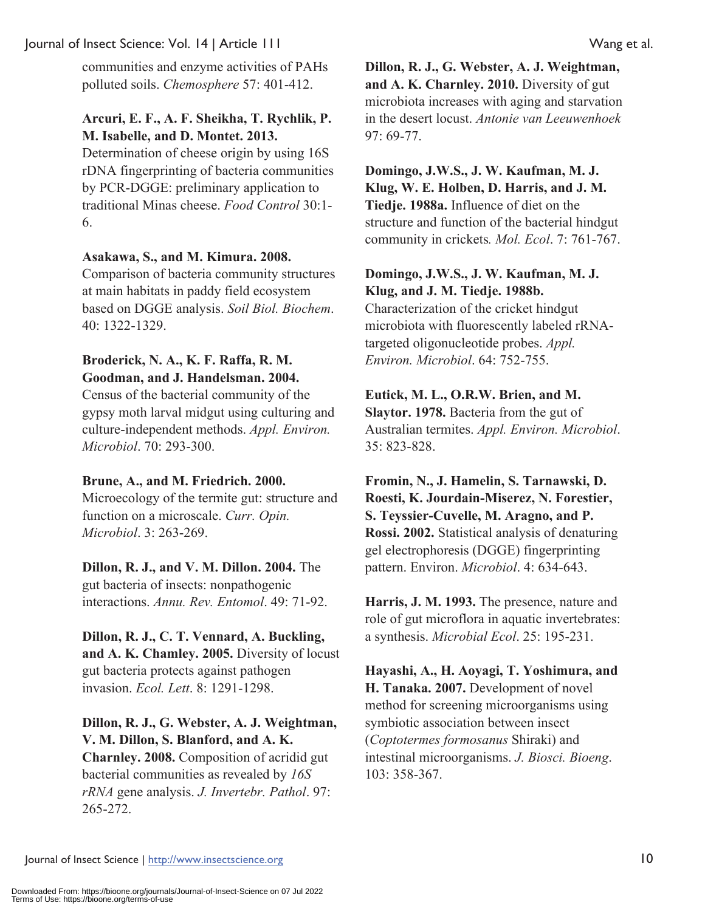communities and enzyme activities of PAHs polluted soils. *Chemosphere* 57: 401-412.

**Arcuri, E. F., A. F. Sheikha, T. Rychlik, P. M. Isabelle, and D. Montet. 2013.** Determination of cheese origin by using 16S rDNA fingerprinting of bacteria communities by PCR-DGGE: preliminary application to traditional Minas cheese. *Food Control* 30:1-6.

**Asakawa, S., and M. Kimura. 2008.** Comparison of bacteria community structures at main habitats in paddy field ecosystem based on DGGE analysis. *Soil Biol. Biochem*. 40: 1322-1329.

**Broderick, N. A., K. F. Raffa, R. M. Goodman, and J. Handelsman. 2004.** Census of the bacterial community of the gypsy moth larval midgut using culturing and culture-independent methods. *Appl. Environ. Microbiol*. 70: 293-300.

**Brune, A., and M. Friedrich. 2000.** Microecology of the termite gut: structure and function on a microscale. *Curr. Opin. Microbiol*. 3: 263-269.

**Dillon, R. J., and V. M. Dillon. 2004.** The gut bacteria of insects: nonpathogenic interactions. *Annu. Rev. Entomol*. 49: 71-92.

**Dillon, R. J., C. T. Vennard, A. Buckling, and A. K. Chamley. 2005.** Diversity of locust gut bacteria protects against pathogen invasion. *Ecol. Lett*. 8: 1291-1298.

**Dillon, R. J., G. Webster, A. J. Weightman, V. M. Dillon, S. Blanford, and A. K. Charnley. 2008.** Composition of acridid gut bacterial communities as revealed by *16S rRNA* gene analysis. *J. Invertebr. Pathol*. 97: 265-272.

**Dillon, R. J., G. Webster, A. J. Weightman, and A. K. Charnley. 2010.** Diversity of gut microbiota increases with aging and starvation in the desert locust. *Antonie van Leeuwenhoek* 97: 69-77.

**Domingo, J.W.S., J. W. Kaufman, M. J. Klug, W. E. Holben, D. Harris, and J. M. Tiedje. 1988a.** Influence of diet on the structure and function of the bacterial hindgut community in crickets*. Mol. Ecol*. 7: 761-767.

**Domingo, J.W.S., J. W. Kaufman, M. J. Klug, and J. M. Tiedje. 1988b.** Characterization of the cricket hindgut microbiota with fluorescently labeled rRNA-targeted oligonucleotide probes. *Appl. Environ. Microbiol*. 64: 752-755.

**Eutick, M. L., O.R.W. Brien, and M. Slaytor. 1978.** Bacteria from the gut of Australian termites. *Appl. Environ. Microbiol*. 35: 823-828.

**Fromin, N., J. Hamelin, S. Tarnawski, D. Roesti, K. Jourdain-Miserez, N. Forestier, S. Teyssier-Cuvelle, M. Aragno, and P. Rossi. 2002.** Statistical analysis of denaturing gel electrophoresis (DGGE) fingerprinting pattern. Environ. *Microbiol*. 4: 634-643.

**Harris, J. M. 1993.** The presence, nature and role of gut microflora in aquatic invertebrates: a synthesis. *Microbial Ecol*. 25: 195-231.

**Hayashi, A., H. Aoyagi, T. Yoshimura, and H. Tanaka. 2007.** Development of novel method for screening microorganisms using symbiotic association between insect (*Coptotermes formosanus* Shiraki) and intestinal microorganisms. *J. Biosci. Bioeng*. 103: 358-367.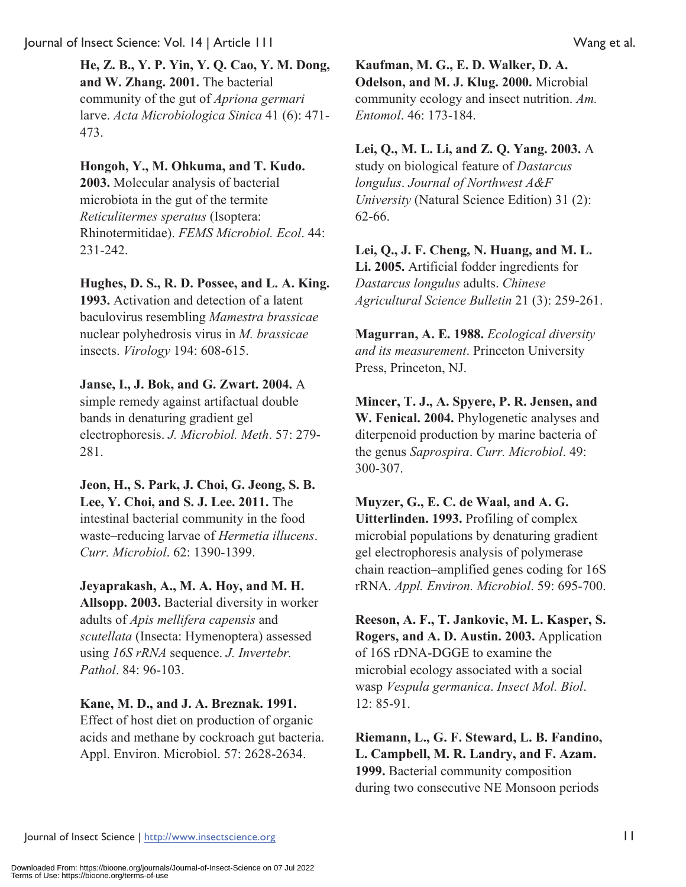**He, Z. B., Y. P. Yin, Y. Q. Cao, Y. M. Dong, and W. Zhang. 2001.** The bacterial community of the gut of *Apriona germari* larve. *Acta Microbiologica Sinica* 41 (6): 471-473.

**Hongoh, Y., M. Ohkuma, and T. Kudo. 2003.** Molecular analysis of bacterial microbiota in the gut of the termite *Reticulitermes speratus* (Isoptera: Rhinotermitidae). *FEMS Microbiol. Ecol*. 44: 231-242.

**Hughes, D. S., R. D. Possee, and L. A. King. 1993.** Activation and detection of a latent baculovirus resembling *Mamestra brassicae* nuclear polyhedrosis virus in *M. brassicae* insects. *Virology* 194: 608-615.

**Janse, I., J. Bok, and G. Zwart. 2004.** A simple remedy against artifactual double bands in denaturing gradient gel electrophoresis. *J. Microbiol. Meth*. 57: 279-281.

**Jeon, H., S. Park, J. Choi, G. Jeong, S. B. Lee, Y. Choi, and S. J. Lee. 2011.** The intestinal bacterial community in the food waste–reducing larvae of *Hermetia illucens*. *Curr. Microbiol*. 62: 1390-1399.

**Jeyaprakash, A., M. A. Hoy, and M. H. Allsopp. 2003.** Bacterial diversity in worker adults of *Apis mellifera capensis* and *scutellata* (Insecta: Hymenoptera) assessed using *16S rRNA* sequence. *J. Invertebr. Pathol*. 84: 96-103.

**Kane, M. D., and J. A. Breznak. 1991.** Effect of host diet on production of organic acids and methane by cockroach gut bacteria. Appl. Environ. Microbiol. 57: 2628-2634.

**Kaufman, M. G., E. D. Walker, D. A. Odelson, and M. J. Klug. 2000.** Microbial community ecology and insect nutrition. *Am. Entomol*. 46: 173-184.

**Lei, Q., M. L. Li, and Z. Q. Yang. 2003.** A study on biological feature of *Dastarcus longulus*. *Journal of Northwest A&F University* (Natural Science Edition) 31 (2): 62-66.

**Lei, Q., J. F. Cheng, N. Huang, and M. L. Li. 2005.** Artificial fodder ingredients for *Dastarcus longulus* adults. *Chinese Agricultural Science Bulletin* 21 (3): 259-261.

**Magurran, A. E. 1988.** *Ecological diversity and its measurement*. Princeton University Press, Princeton, NJ.

**Mincer, T. J., A. Spyere, P. R. Jensen, and W. Fenical. 2004.** Phylogenetic analyses and diterpenoid production by marine bacteria of the genus *Saprospira*. *Curr. Microbiol*. 49: 300-307.

**Muyzer, G., E. C. de Waal, and A. G. Uitterlinden. 1993.** Profiling of complex microbial populations by denaturing gradient gel electrophoresis analysis of polymerase chain reaction–amplified genes coding for 16S rRNA. *Appl. Environ. Microbiol*. 59: 695-700.

**Reeson, A. F., T. Jankovic, M. L. Kasper, S. Rogers, and A. D. Austin. 2003.** Application of 16S rDNA-DGGE to examine the microbial ecology associated with a social wasp *Vespula germanica*. *Insect Mol. Biol*. 12: 85-91.

**Riemann, L., G. F. Steward, L. B. Fandino, L. Campbell, M. R. Landry, and F. Azam. 1999.** Bacterial community composition during two consecutive NE Monsoon periods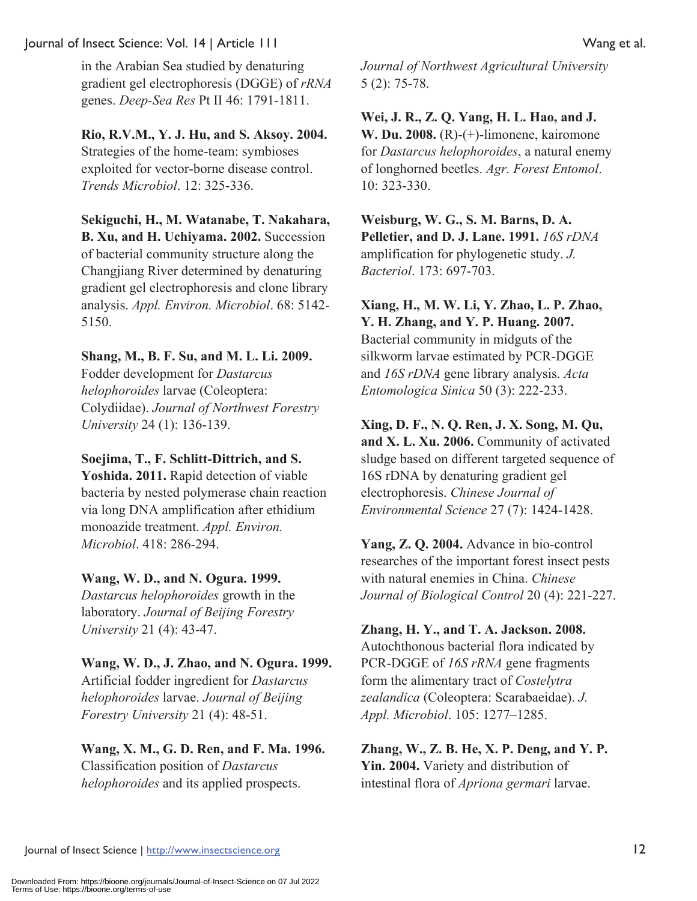in the Arabian Sea studied by denaturing gradient gel electrophoresis (DGGE) of *rRNA* genes. *Deep-Sea Res* Pt II 46: 1791-1811.

**Rio, R.V.M., Y. J. Hu, and S. Aksoy. 2004.** Strategies of the home-team: symbioses exploited for vector-borne disease control. *Trends Microbiol*. 12: 325-336.

**Sekiguchi, H., M. Watanabe, T. Nakahara, B. Xu, and H. Uchiyama. 2002.** Succession of bacterial community structure along the Changjiang River determined by denaturing gradient gel electrophoresis and clone library analysis. *Appl. Environ. Microbiol*. 68: 5142-5150.

**Shang, M., B. F. Su, and M. L. Li. 2009.** Fodder development for *Dastarcus helophoroides* larvae (Coleoptera: Colydiidae). *Journal of Northwest Forestry University* 24 (1): 136-139.

**Soejima, T., F. Schlitt-Dittrich, and S. Yoshida. 2011.** Rapid detection of viable bacteria by nested polymerase chain reaction via long DNA amplification after ethidium monoazide treatment. *Appl. Environ. Microbiol*. 418: 286-294.

**Wang, W. D., and N. Ogura. 1999.** *Dastarcus helophoroides* growth in the laboratory. *Journal of Beijing Forestry University* 21 (4): 43-47.

**Wang, W. D., J. Zhao, and N. Ogura. 1999.** Artificial fodder ingredient for *Dastarcus helophoroides* larvae. *Journal of Beijing Forestry University* 21 (4): 48-51.

**Wang, X. M., G. D. Ren, and F. Ma. 1996.** Classification position of *Dastarcus helophoroides* and its applied prospects. *Journal of Northwest Agricultural University* 5 (2): 75-78.

**Wei, J. R., Z. Q. Yang, H. L. Hao, and J. W. Du. 2008.** (R)-(+)-limonene, kairomone for *Dastarcus helophoroides*, a natural enemy of longhorned beetles. *Agr. Forest Entomol*. 10: 323-330.

**Weisburg, W. G., S. M. Barns, D. A. Pelletier, and D. J. Lane. 1991.** *16S rDNA* amplification for phylogenetic study. *J. Bacteriol*. 173: 697-703.

**Xiang, H., M. W. Li, Y. Zhao, L. P. Zhao, Y. H. Zhang, and Y. P. Huang. 2007.** Bacterial community in midguts of the silkworm larvae estimated by PCR-DGGE and *16S rDNA* gene library analysis. *Acta Entomologica Sinica* 50 (3): 222-233.

**Xing, D. F., N. Q. Ren, J. X. Song, M. Qu, and X. L. Xu. 2006.** Community of activated sludge based on different targeted sequence of 16S rDNA by denaturing gradient gel electrophoresis. *Chinese Journal of Environmental Science* 27 (7): 1424-1428.

**Yang, Z. Q. 2004.** Advance in bio-control researches of the important forest insect pests with natural enemies in China. *Chinese Journal of Biological Control* 20 (4): 221-227.

**Zhang, H. Y., and T. A. Jackson. 2008.** Autochthonous bacterial flora indicated by PCR-DGGE of *16S rRNA* gene fragments form the alimentary tract of *Costelytra zealandica* (Coleoptera: Scarabaeidae). *J. Appl. Microbiol*. 105: 1277–1285.

**Zhang, W., Z. B. He, X. P. Deng, and Y. P. Yin. 2004.** Variety and distribution of intestinal flora of *Apriona germari* larvae.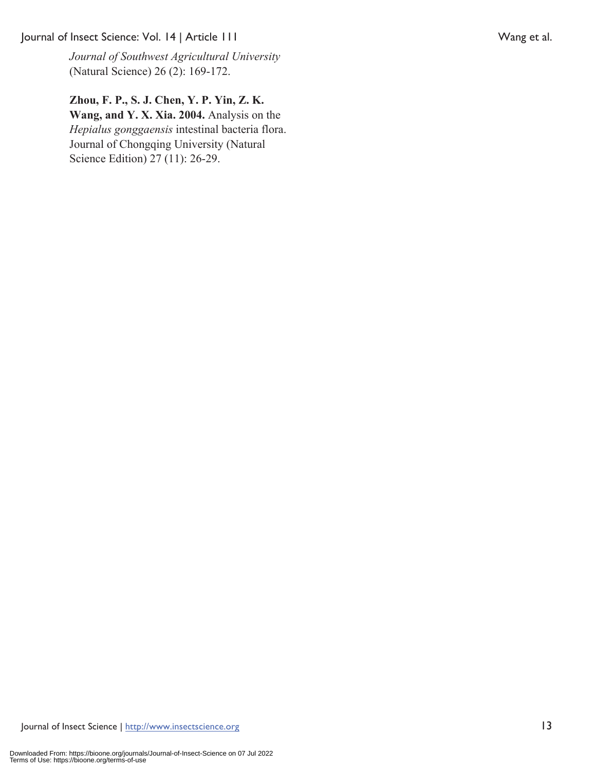*Journal of Southwest Agricultural University* (Natural Science) 26 (2): 169-172.

**Zhou, F. P., S. J. Chen, Y. P. Yin, Z. K. Wang, and Y. X. Xia. 2004.** Analysis on the *Hepialus gonggaensis* intestinal bacteria flora. Journal of Chongqing University (Natural Science Edition) 27 (11): 26-29.